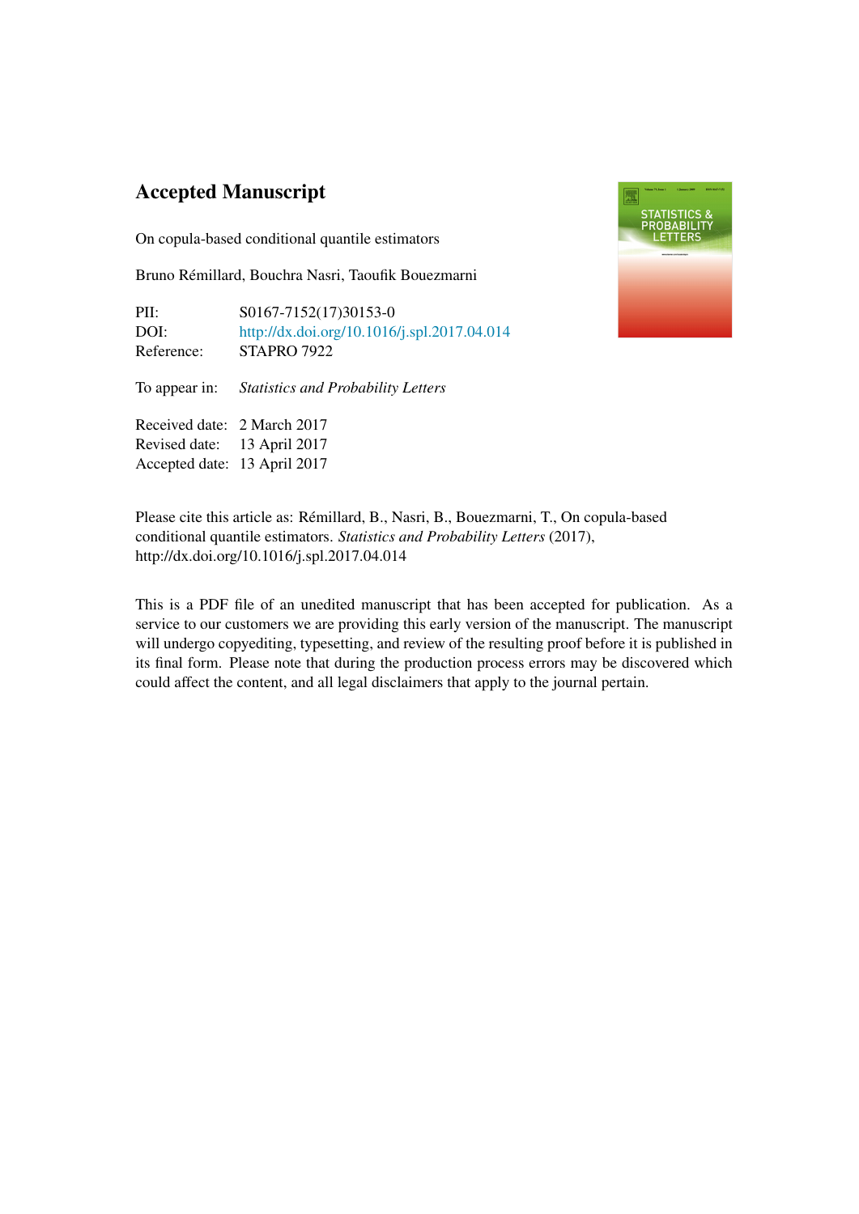## Accepted Manuscript

On copula-based conditional quantile estimators

Bruno Rémillard, Bouchra Nasri, Taoufik Bouezmarni

PII: S0167-7152(17)30153-0
DOI: http://dx.doi.org/10.1016/j.spl.2017.04.014
Reference: STAPRO 7922

To appear in: *Statistics and Probability Letters*

Received date: 2 March 2017
Revised date: 13 April 2017
Accepted date: 13 April 2017

Please cite this article as: Rémillard, B., Nasri, B., Bouezmarni, T., On copula-based conditional quantile estimators. *Statistics and Probability Letters* (2017), http://dx.doi.org/10.1016/j.spl.2017.04.014

This is a PDF file of an unedited manuscript that has been accepted for publication. As a service to our customers we are providing this early version of the manuscript. The manuscript will undergo copyediting, typesetting, and review of the resulting proof before it is published in its final form. Please note that during the production process errors may be discovered which could affect the content, and all legal disclaimers that apply to the journal pertain.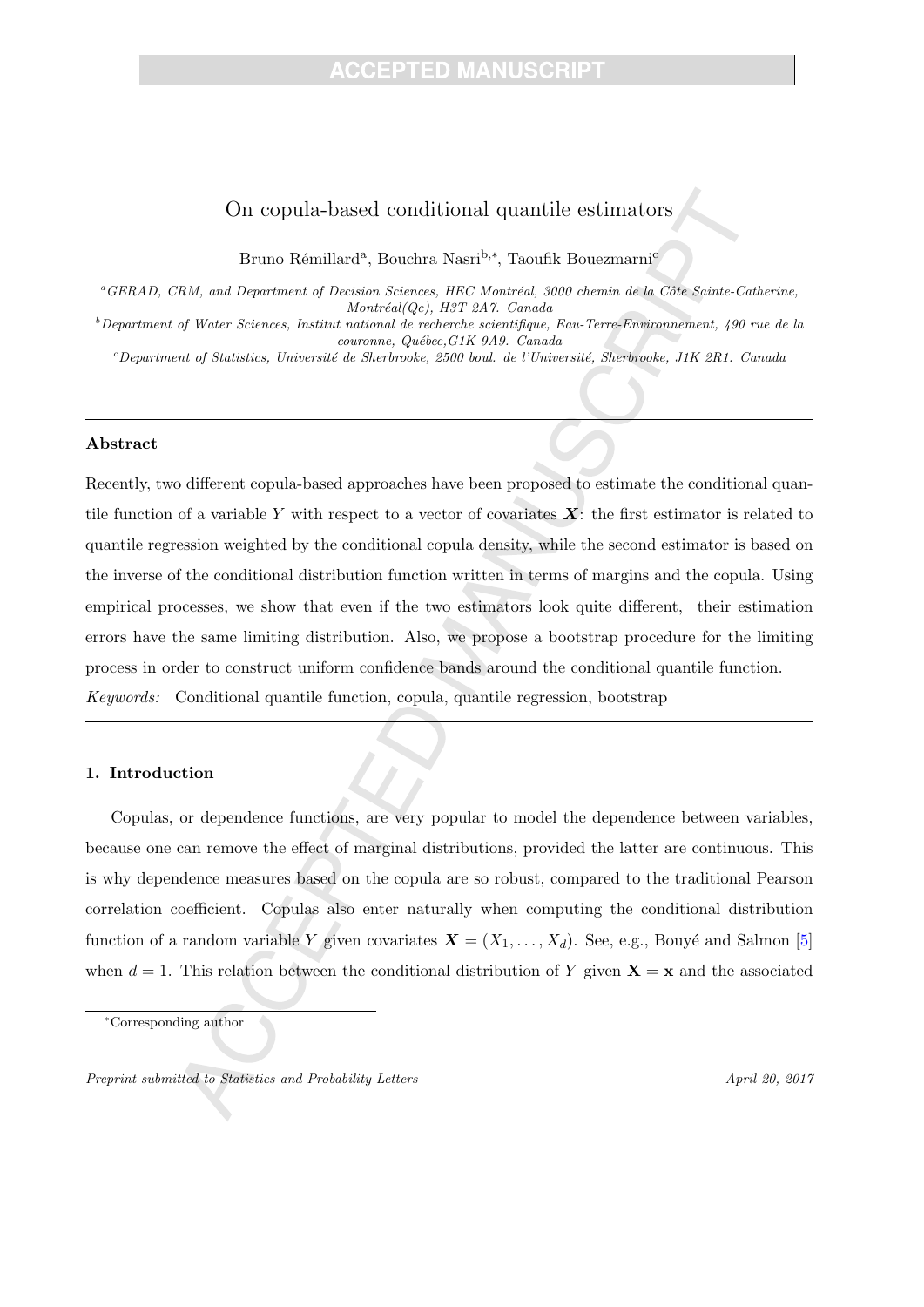# On copula-based conditional quantile estimators

Bruno Rémillard[a], Bouchra Nasri[b,*], Taoufik Bouezmarni[c]

[a]*GERAD, CRM, and Department of Decision Sciences, HEC Montréal, 3000 chemin de la Côte Sainte-Catherine, Montréal(Qc), H3T 2A7. Canada*

[b]*Department of Water Sciences, Institut national de recherche scientifique, Eau-Terre-Environnement, 490 rue de la couronne, Québec,G1K 9A9. Canada*

[c]*Department of Statistics, Université de Sherbrooke, 2500 boul. de l'Université, Sherbrooke, J1K 2R1. Canada*

---

### Abstract

Recently, two different copula-based approaches have been proposed to estimate the conditional quantile function of a variable $Y$ with respect to a vector of covariates $\boldsymbol{X}$: the first estimator is related to quantile regression weighted by the conditional copula density, while the second estimator is based on the inverse of the conditional distribution function written in terms of margins and the copula. Using empirical processes, we show that even if the two estimators look quite different, their estimation errors have the same limiting distribution. Also, we propose a bootstrap procedure for the limiting process in order to construct uniform confidence bands around the conditional quantile function.

*Keywords:* Conditional quantile function, copula, quantile regression, bootstrap

---

## 1. Introduction

Copulas, or dependence functions, are very popular to model the dependence between variables, because one can remove the effect of marginal distributions, provided the latter are continuous. This is why dependence measures based on the copula are so robust, compared to the traditional Pearson correlation coefficient. Copulas also enter naturally when computing the conditional distribution function of a random variable $Y$ given covariates $\boldsymbol{X} = (X_1, \ldots, X_d)$. See, e.g., Bouyé and Salmon [5] when $d = 1$. This relation between the conditional distribution of $Y$ given $\mathbf{X} = \mathbf{x}$ and the associated

*Corresponding author

*Preprint submitted to Statistics and Probability Letters* *April 20, 2017*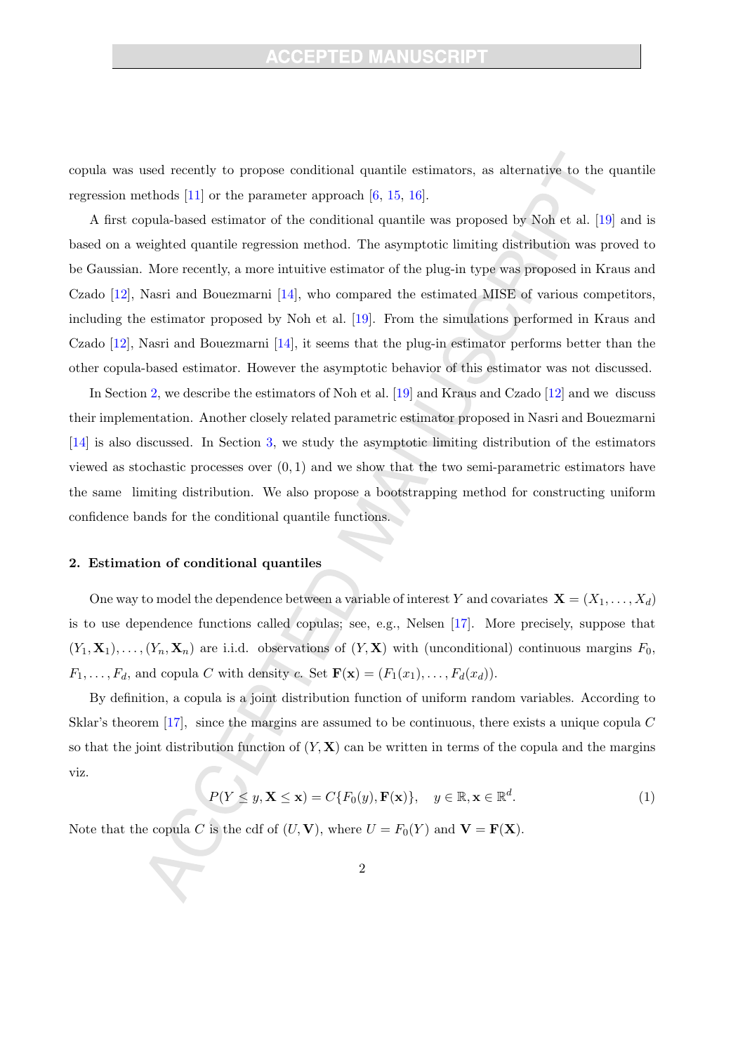copula was used recently to propose conditional quantile estimators, as alternative to the quantile regression methods [11] or the parameter approach [6, 15, 16].

A first copula-based estimator of the conditional quantile was proposed by Noh et al. [19] and is based on a weighted quantile regression method. The asymptotic limiting distribution was proved to be Gaussian. More recently, a more intuitive estimator of the plug-in type was proposed in Kraus and Czado [12], Nasri and Bouezmarni [14], who compared the estimated MISE of various competitors, including the estimator proposed by Noh et al. [19]. From the simulations performed in Kraus and Czado [12], Nasri and Bouezmarni [14], it seems that the plug-in estimator performs better than the other copula-based estimator. However the asymptotic behavior of this estimator was not discussed.

In Section 2, we describe the estimators of Noh et al. [19] and Kraus and Czado [12] and we discuss their implementation. Another closely related parametric estimator proposed in Nasri and Bouezmarni [14] is also discussed. In Section 3, we study the asymptotic limiting distribution of the estimators viewed as stochastic processes over $(0, 1)$ and we show that the two semi-parametric estimators have the same limiting distribution. We also propose a bootstrapping method for constructing uniform confidence bands for the conditional quantile functions.

## 2. Estimation of conditional quantiles

One way to model the dependence between a variable of interest $Y$ and covariates $\mathbf{X} = (X_1, \ldots, X_d)$ is to use dependence functions called copulas; see, e.g., Nelsen [17]. More precisely, suppose that $(Y_1, \mathbf{X}_1), \ldots, (Y_n, \mathbf{X}_n)$ are i.i.d. observations of $(Y, \mathbf{X})$ with (unconditional) continuous margins $F_0$, $F_1, \ldots, F_d$, and copula $C$ with density $c$. Set $\mathbf{F}(\mathbf{x}) = (F_1(x_1), \ldots, F_d(x_d))$.

By definition, a copula is a joint distribution function of uniform random variables. According to Sklar's theorem [17], since the margins are assumed to be continuous, there exists a unique copula $C$ so that the joint distribution function of $(Y, \mathbf{X})$ can be written in terms of the copula and the margins viz.

$$P(Y \leq y, \mathbf{X} \leq \mathbf{x}) = C\{F_0(y), \mathbf{F}(\mathbf{x})\}, \quad y \in \mathbb{R}, \mathbf{x} \in \mathbb{R}^d. \tag{1}$$

Note that the copula $C$ is the cdf of $(U, \mathbf{V})$, where $U = F_0(Y)$ and $\mathbf{V} = \mathbf{F}(\mathbf{X})$.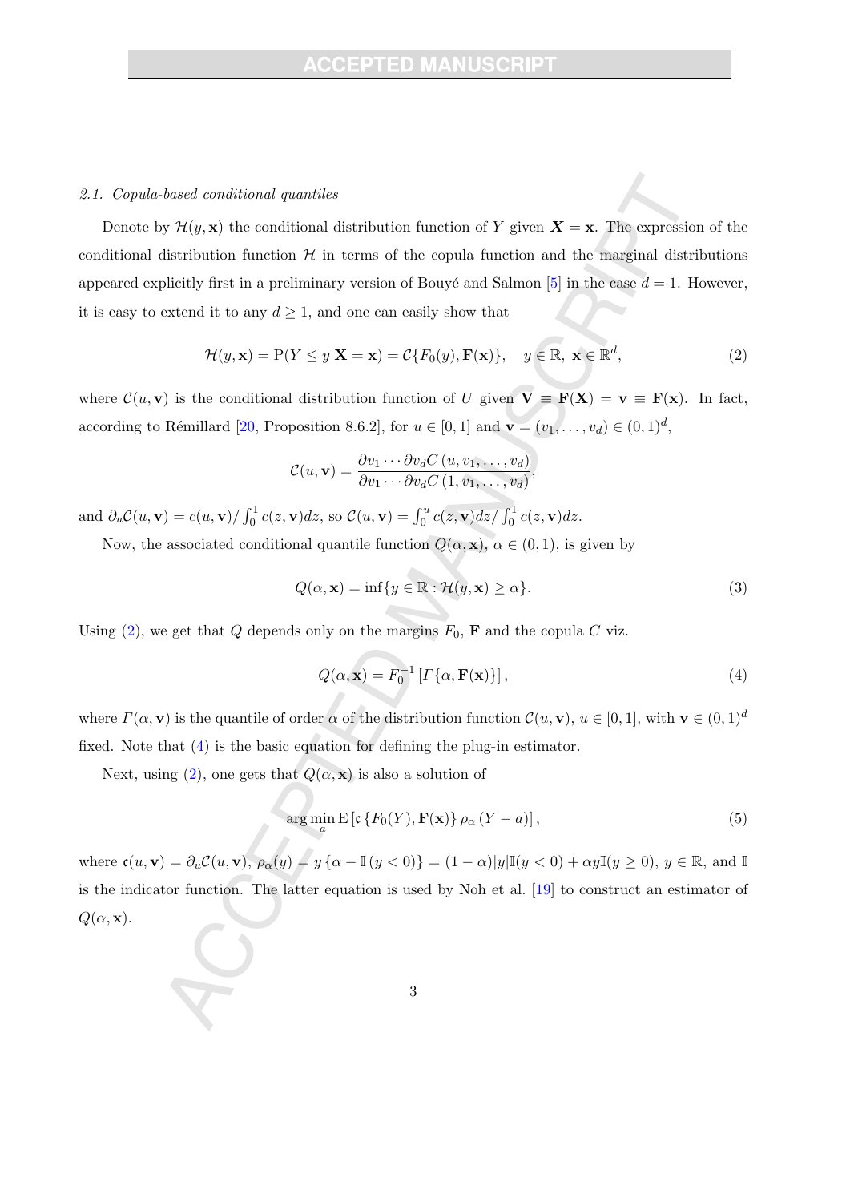### 2.1. Copula-based conditional quantiles

Denote by $\mathcal{H}(y, \mathbf{x})$ the conditional distribution function of $Y$ given $\boldsymbol{X} = \mathbf{x}$. The expression of the conditional distribution function $\mathcal{H}$ in terms of the copula function and the marginal distributions appeared explicitly first in a preliminary version of Bouyé and Salmon [5] in the case $d = 1$. However, it is easy to extend it to any $d \geq 1$, and one can easily show that

$$\mathcal{H}(y, \mathbf{x}) = \mathrm{P}(Y \leq y | \mathbf{X} = \mathbf{x}) = \mathcal{C}\{F_0(y), \mathbf{F}(\mathbf{x})\}, \quad y \in \mathbb{R},\ \mathbf{x} \in \mathbb{R}^d, \tag{2}$$

where $\mathcal{C}(u, \mathbf{v})$ is the conditional distribution function of $U$ given $\mathbf{V} \equiv \mathbf{F}(\mathbf{X}) = \mathbf{v} \equiv \mathbf{F}(\mathbf{x})$. In fact, according to Rémillard [20, Proposition 8.6.2], for $u \in [0, 1]$ and $\mathbf{v} = (v_1, \ldots, v_d) \in (0, 1)^d$,

$$\mathcal{C}(u, \mathbf{v}) = \frac{\partial v_1 \cdots \partial v_d C(u, v_1, \ldots, v_d)}{\partial v_1 \cdots \partial v_d C(1, v_1, \ldots, v_d)},$$

and $\partial_u \mathcal{C}(u, \mathbf{v}) = c(u, \mathbf{v}) / \int_0^1 c(z, \mathbf{v}) dz$, so $\mathcal{C}(u, \mathbf{v}) = \int_0^u c(z, \mathbf{v}) dz / \int_0^1 c(z, \mathbf{v}) dz$.

Now, the associated conditional quantile function $Q(\alpha, \mathbf{x})$, $\alpha \in (0, 1)$, is given by

$$Q(\alpha, \mathbf{x}) = \inf\{y \in \mathbb{R} : \mathcal{H}(y, \mathbf{x}) \geq \alpha\}. \tag{3}$$

Using (2), we get that $Q$ depends only on the margins $F_0$, $\mathbf{F}$ and the copula $C$ viz.

$$Q(\alpha, \mathbf{x}) = F_0^{-1}\left[\Gamma\{\alpha, \mathbf{F}(\mathbf{x})\}\right], \tag{4}$$

where $\Gamma(\alpha, \mathbf{v})$ is the quantile of order $\alpha$ of the distribution function $\mathcal{C}(u, \mathbf{v})$, $u \in [0, 1]$, with $\mathbf{v} \in (0, 1)^d$ fixed. Note that (4) is the basic equation for defining the plug-in estimator.

Next, using (2), one gets that $Q(\alpha, \mathbf{x})$ is also a solution of

$$\arg\min_a \mathrm{E}\left[\mathfrak{c}\{F_0(Y), \mathbf{F}(\mathbf{x})\}\, \rho_\alpha(Y - a)\right], \tag{5}$$

where $\mathfrak{c}(u, \mathbf{v}) = \partial_u \mathcal{C}(u, \mathbf{v})$, $\rho_\alpha(y) = y\{\alpha - \mathbb{I}(y < 0)\} = (1 - \alpha)|y|\mathbb{I}(y < 0) + \alpha y \mathbb{I}(y \geq 0)$, $y \in \mathbb{R}$, and $\mathbb{I}$ is the indicator function. The latter equation is used by Noh et al. [19] to construct an estimator of $Q(\alpha, \mathbf{x})$.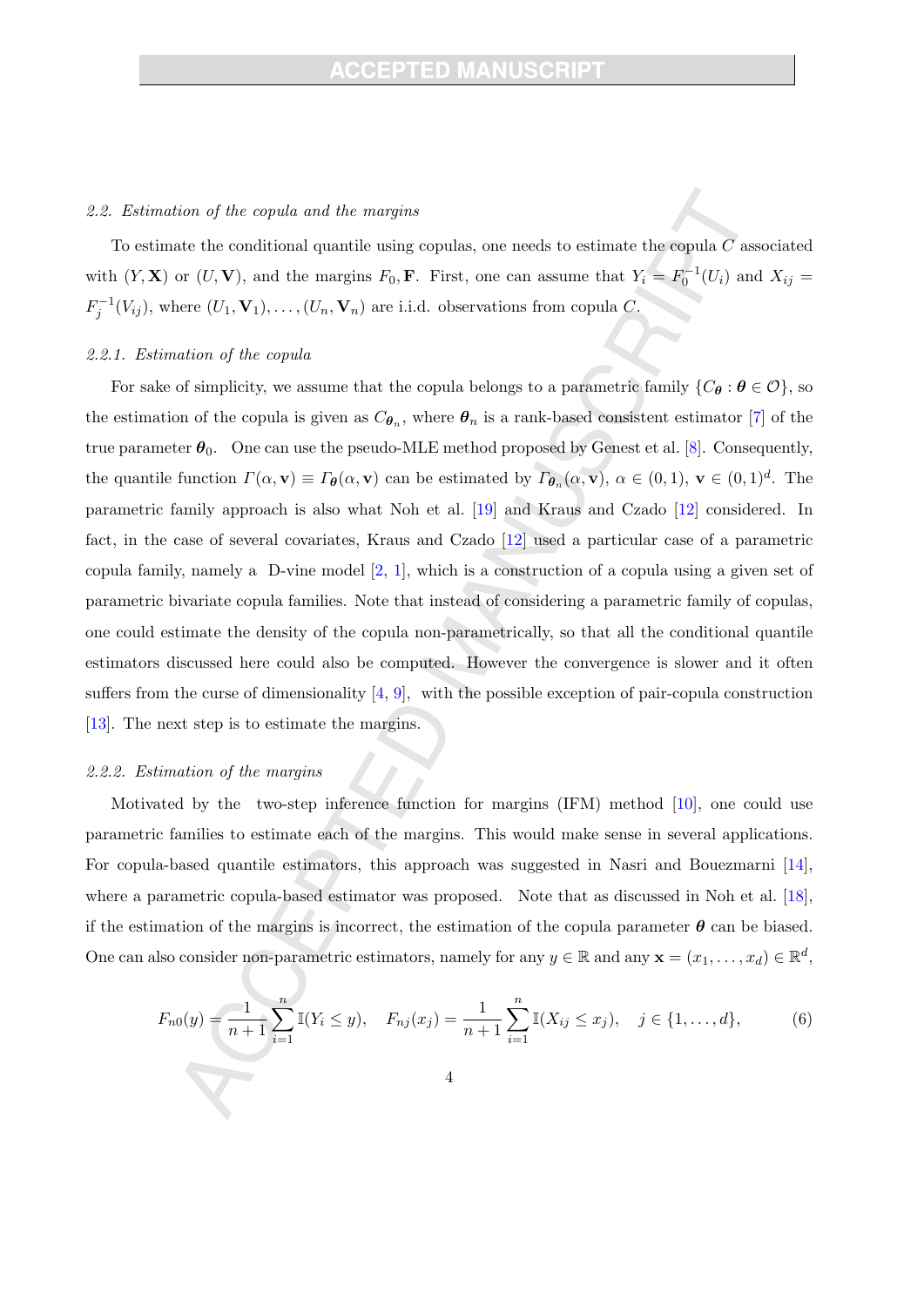### 2.2. Estimation of the copula and the margins

To estimate the conditional quantile using copulas, one needs to estimate the copula $C$ associated with $(Y, \mathbf{X})$ or $(U, \mathbf{V})$, and the margins $F_0, \mathbf{F}$. First, one can assume that $Y_i = F_0^{-1}(U_i)$ and $X_{ij} = F_j^{-1}(V_{ij})$, where $(U_1, \mathbf{V}_1), \ldots, (U_n, \mathbf{V}_n)$ are i.i.d. observations from copula $C$.

#### 2.2.1. Estimation of the copula

For sake of simplicity, we assume that the copula belongs to a parametric family $\{C_{\boldsymbol{\theta}} : \boldsymbol{\theta} \in \mathcal{O}\}$, so the estimation of the copula is given as $C_{\boldsymbol{\theta}_n}$, where $\boldsymbol{\theta}_n$ is a rank-based consistent estimator [7] of the true parameter $\boldsymbol{\theta}_0$. One can use the pseudo-MLE method proposed by Genest et al. [8]. Consequently, the quantile function $\Gamma(\alpha, \mathbf{v}) \equiv \Gamma_{\boldsymbol{\theta}}(\alpha, \mathbf{v})$ can be estimated by $\Gamma_{\boldsymbol{\theta}_n}(\alpha, \mathbf{v})$, $\alpha \in (0, 1)$, $\mathbf{v} \in (0, 1)^d$. The parametric family approach is also what Noh et al. [19] and Kraus and Czado [12] considered. In fact, in the case of several covariates, Kraus and Czado [12] used a particular case of a parametric copula family, namely a D-vine model [2, 1], which is a construction of a copula using a given set of parametric bivariate copula families. Note that instead of considering a parametric family of copulas, one could estimate the density of the copula non-parametrically, so that all the conditional quantile estimators discussed here could also be computed. However the convergence is slower and it often suffers from the curse of dimensionality [4, 9], with the possible exception of pair-copula construction [13]. The next step is to estimate the margins.

#### 2.2.2. Estimation of the margins

Motivated by the two-step inference function for margins (IFM) method [10], one could use parametric families to estimate each of the margins. This would make sense in several applications. For copula-based quantile estimators, this approach was suggested in Nasri and Bouezmarni [14], where a parametric copula-based estimator was proposed. Note that as discussed in Noh et al. [18], if the estimation of the margins is incorrect, the estimation of the copula parameter $\boldsymbol{\theta}$ can be biased. One can also consider non-parametric estimators, namely for any $y \in \mathbb{R}$ and any $\mathbf{x} = (x_1, \ldots, x_d) \in \mathbb{R}^d$,

$$F_{n0}(y) = \frac{1}{n+1} \sum_{i=1}^{n} \mathbb{I}(Y_i \leq y), \quad F_{nj}(x_j) = \frac{1}{n+1} \sum_{i=1}^{n} \mathbb{I}(X_{ij} \leq x_j), \quad j \in \{1, \ldots, d\}, \tag{6}$$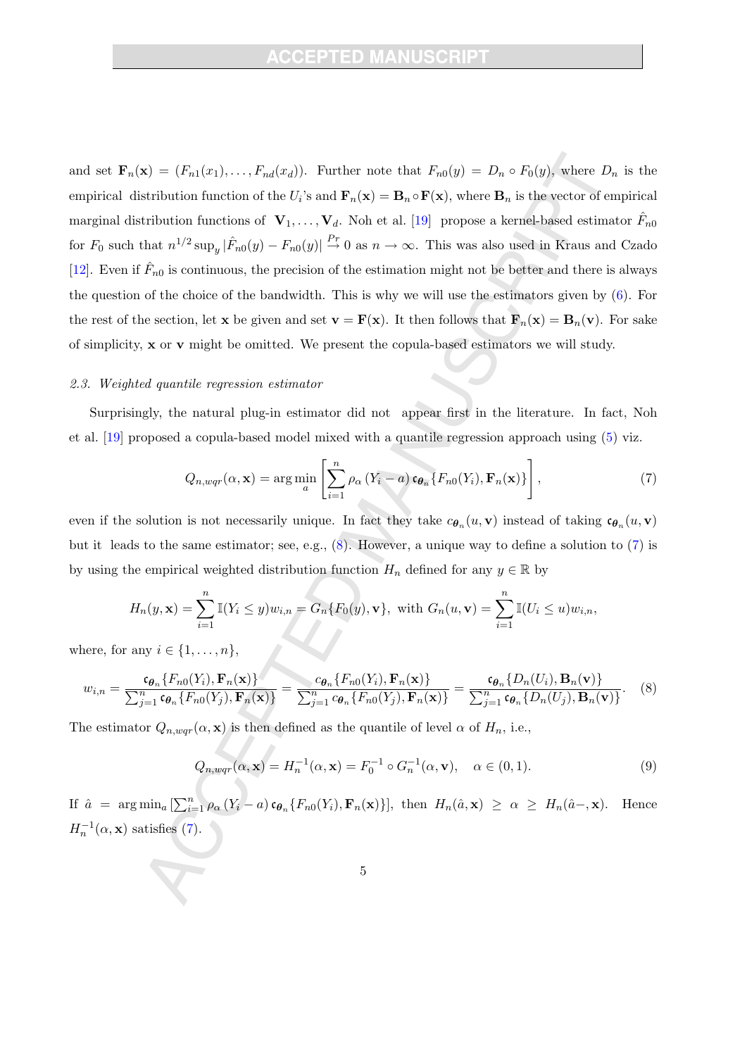and set $\mathbf{F}_n(\mathbf{x}) = (F_{n1}(x_1), \ldots, F_{nd}(x_d))$. Further note that $F_{n0}(y) = D_n \circ F_0(y)$, where $D_n$ is the empirical distribution function of the $U_i$'s and $\mathbf{F}_n(\mathbf{x}) = \mathbf{B}_n \circ \mathbf{F}(\mathbf{x})$, where $\mathbf{B}_n$ is the vector of empirical marginal distribution functions of $\mathbf{V}_1, \ldots, \mathbf{V}_d$. Noh et al. [19] propose a kernel-based estimator $\hat{F}_{n0}$ for $F_0$ such that $n^{1/2} \sup_y |\hat{F}_{n0}(y) - F_{n0}(y)| \stackrel{Pr}{\to} 0$ as $n \to \infty$. This was also used in Kraus and Czado [12]. Even if $\hat{F}_{n0}$ is continuous, the precision of the estimation might not be better and there is always the question of the choice of the bandwidth. This is why we will use the estimators given by (6). For the rest of the section, let $\mathbf{x}$ be given and set $\mathbf{v} = \mathbf{F}(\mathbf{x})$. It then follows that $\mathbf{F}_n(\mathbf{x}) = \mathbf{B}_n(\mathbf{v})$. For sake of simplicity, $\mathbf{x}$ or $\mathbf{v}$ might be omitted. We present the copula-based estimators we will study.

### 2.3. *Weighted quantile regression estimator*

Surprisingly, the natural plug-in estimator did not appear first in the literature. In fact, Noh et al. [19] proposed a copula-based model mixed with a quantile regression approach using (5) viz.

$$Q_{n,wqr}(\alpha, \mathbf{x}) = \arg\min_a \left[ \sum_{i=1}^n \rho_\alpha (Y_i - a)\, \mathfrak{c}_{\boldsymbol{\theta}_n}\{F_{n0}(Y_i), \mathbf{F}_n(\mathbf{x})\} \right], \tag{7}$$

even if the solution is not necessarily unique. In fact they take $c_{\boldsymbol{\theta}_n}(u, \mathbf{v})$ instead of taking $\mathfrak{c}_{\boldsymbol{\theta}_n}(u, \mathbf{v})$ but it leads to the same estimator; see, e.g., (8). However, a unique way to define a solution to (7) is by using the empirical weighted distribution function $H_n$ defined for any $y \in \mathbb{R}$ by

$$H_n(y, \mathbf{x}) = \sum_{i=1}^n \mathbb{I}(Y_i \le y) w_{i,n} = G_n\{F_0(y), \mathbf{v}\}, \text{ with } G_n(u, \mathbf{v}) = \sum_{i=1}^n \mathbb{I}(U_i \le u) w_{i,n},$$

where, for any $i \in \{1, \ldots, n\}$,

$$w_{i,n} = \frac{\mathfrak{c}_{\boldsymbol{\theta}_n}\{F_{n0}(Y_i), \mathbf{F}_n(\mathbf{x})\}}{\sum_{j=1}^n \mathfrak{c}_{\boldsymbol{\theta}_n}\{F_{n0}(Y_j), \mathbf{F}_n(\mathbf{x})\}} = \frac{c_{\boldsymbol{\theta}_n}\{F_{n0}(Y_i), \mathbf{F}_n(\mathbf{x})\}}{\sum_{j=1}^n c_{\boldsymbol{\theta}_n}\{F_{n0}(Y_j), \mathbf{F}_n(\mathbf{x})\}} = \frac{\mathfrak{c}_{\boldsymbol{\theta}_n}\{D_n(U_i), \mathbf{B}_n(\mathbf{v})\}}{\sum_{j=1}^n \mathfrak{c}_{\boldsymbol{\theta}_n}\{D_n(U_j), \mathbf{B}_n(\mathbf{v})\}}. \tag{8}$$

The estimator $Q_{n,wqr}(\alpha, \mathbf{x})$ is then defined as the quantile of level $\alpha$ of $H_n$, i.e.,

$$Q_{n,wqr}(\alpha, \mathbf{x}) = H_n^{-1}(\alpha, \mathbf{x}) = F_0^{-1} \circ G_n^{-1}(\alpha, \mathbf{v}), \quad \alpha \in (0,1). \tag{9}$$

If $\hat{a} = \arg\min_a \left[\sum_{i=1}^n \rho_\alpha (Y_i - a)\, \mathfrak{c}_{\boldsymbol{\theta}_n}\{F_{n0}(Y_i), \mathbf{F}_n(\mathbf{x})\}\right]$, then $H_n(\hat{a}, \mathbf{x}) \ge \alpha \ge H_n(\hat{a}-, \mathbf{x})$. Hence $H_n^{-1}(\alpha, \mathbf{x})$ satisfies (7).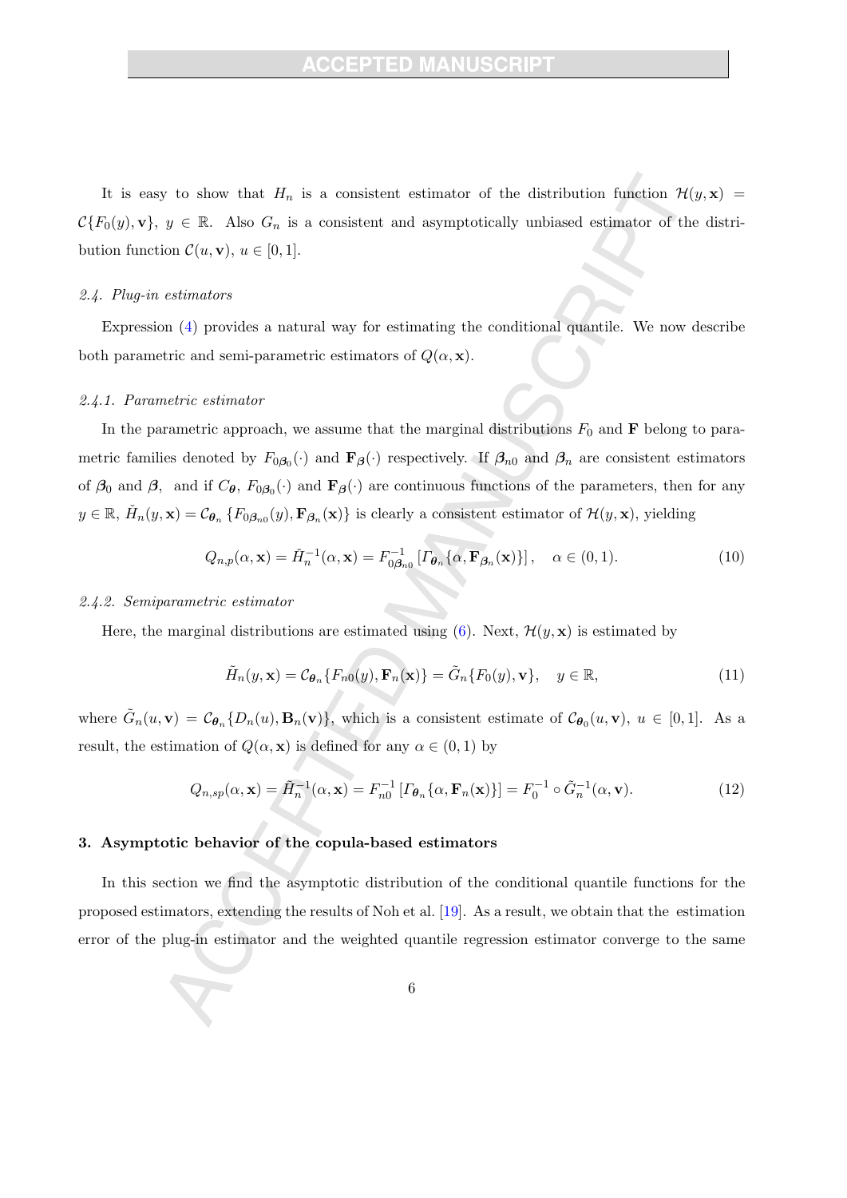It is easy to show that $H_n$ is a consistent estimator of the distribution function $\mathcal{H}(y, \mathbf{x}) = \mathcal{C}\{F_0(y), \mathbf{v}\}$, $y \in \mathbb{R}$. Also $G_n$ is a consistent and asymptotically unbiased estimator of the distribution function $\mathcal{C}(u, \mathbf{v})$, $u \in [0, 1]$.

### *2.4. Plug-in estimators*

Expression (4) provides a natural way for estimating the conditional quantile. We now describe both parametric and semi-parametric estimators of $Q(\alpha, \mathbf{x})$.

#### *2.4.1. Parametric estimator*

In the parametric approach, we assume that the marginal distributions $F_0$ and $\mathbf{F}$ belong to parametric families denoted by $F_{0\boldsymbol{\beta}_0}(\cdot)$ and $\mathbf{F}_{\boldsymbol{\beta}}(\cdot)$ respectively. If $\boldsymbol{\beta}_{n0}$ and $\boldsymbol{\beta}_n$ are consistent estimators of $\boldsymbol{\beta}_0$ and $\boldsymbol{\beta}$, and if $C_{\boldsymbol{\theta}}$, $F_{0\boldsymbol{\beta}_0}(\cdot)$ and $\mathbf{F}_{\boldsymbol{\beta}}(\cdot)$ are continuous functions of the parameters, then for any $y \in \mathbb{R}$, $\check{H}_n(y, \mathbf{x}) = \mathcal{C}_{\boldsymbol{\theta}_n}\{F_{0\boldsymbol{\beta}_{n0}}(y), \mathbf{F}_{\boldsymbol{\beta}_n}(\mathbf{x})\}$ is clearly a consistent estimator of $\mathcal{H}(y, \mathbf{x})$, yielding

$$Q_{n,p}(\alpha, \mathbf{x}) = \check{H}_n^{-1}(\alpha, \mathbf{x}) = F_{0\boldsymbol{\beta}_{n0}}^{-1}\left[\mathit{\Gamma}_{\boldsymbol{\theta}_n}\{\alpha, \mathbf{F}_{\boldsymbol{\beta}_n}(\mathbf{x})\}\right], \quad \alpha \in (0, 1). \tag{10}$$

#### *2.4.2. Semiparametric estimator*

Here, the marginal distributions are estimated using (6). Next, $\mathcal{H}(y, \mathbf{x})$ is estimated by

$$\tilde{H}_n(y, \mathbf{x}) = \mathcal{C}_{\boldsymbol{\theta}_n}\{F_{n0}(y), \mathbf{F}_n(\mathbf{x})\} = \tilde{G}_n\{F_0(y), \mathbf{v}\}, \quad y \in \mathbb{R}, \tag{11}$$

where $\tilde{G}_n(u, \mathbf{v}) = \mathcal{C}_{\boldsymbol{\theta}_n}\{D_n(u), \mathbf{B}_n(\mathbf{v})\}$, which is a consistent estimate of $\mathcal{C}_{\boldsymbol{\theta}_0}(u, \mathbf{v})$, $u \in [0, 1]$. As a result, the estimation of $Q(\alpha, \mathbf{x})$ is defined for any $\alpha \in (0, 1)$ by

$$Q_{n,sp}(\alpha, \mathbf{x}) = \tilde{H}_n^{-1}(\alpha, \mathbf{x}) = F_{n0}^{-1}\left[\mathit{\Gamma}_{\boldsymbol{\theta}_n}\{\alpha, \mathbf{F}_n(\mathbf{x})\}\right] = F_0^{-1} \circ \tilde{G}_n^{-1}(\alpha, \mathbf{v}). \tag{12}$$

## 3. Asymptotic behavior of the copula-based estimators

In this section we find the asymptotic distribution of the conditional quantile functions for the proposed estimators, extending the results of Noh et al. [19]. As a result, we obtain that the estimation error of the plug-in estimator and the weighted quantile regression estimator converge to the same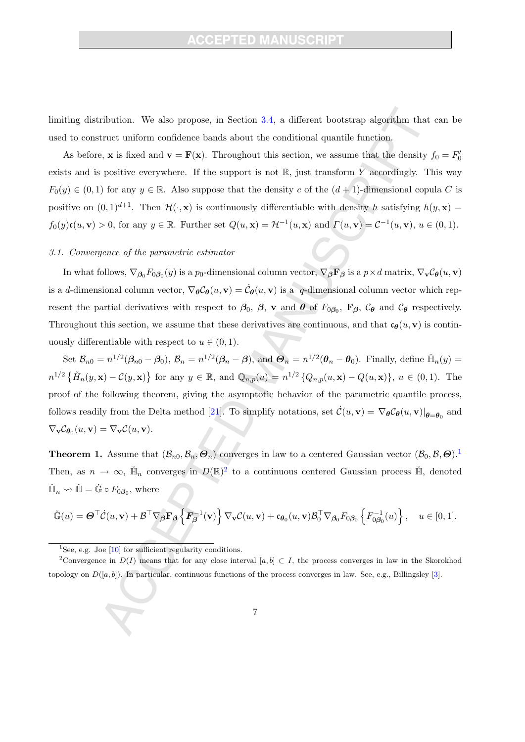limiting distribution. We also propose, in Section 3.4, a different bootstrap algorithm that can be used to construct uniform confidence bands about the conditional quantile function.

As before, $\mathbf{x}$ is fixed and $\mathbf{v} = \mathbf{F}(\mathbf{x})$. Throughout this section, we assume that the density $f_0 = F_0'$ exists and is positive everywhere. If the support is not $\mathbb{R}$, just transform $Y$ accordingly. This way $F_0(y) \in (0,1)$ for any $y \in \mathbb{R}$. Also suppose that the density $c$ of the $(d+1)$-dimensional copula $C$ is positive on $(0,1)^{d+1}$. Then $\mathcal{H}(\cdot, \mathbf{x})$ is continuously differentiable with density $h$ satisfying $h(y, \mathbf{x}) = f_0(y)\mathfrak{c}(u, \mathbf{v}) > 0$, for any $y \in \mathbb{R}$. Further set $Q(u, \mathbf{x}) = \mathcal{H}^{-1}(u, \mathbf{x})$ and $\varGamma(u, \mathbf{v}) = \mathcal{C}^{-1}(u, \mathbf{v})$, $u \in (0,1)$.

### *3.1. Convergence of the parametric estimator*

In what follows, $\nabla_{\boldsymbol{\beta}_0} F_{0\boldsymbol{\beta}_0}(y)$ is a $p_0$-dimensional column vector, $\nabla_{\boldsymbol{\beta}} \mathbf{F}_{\boldsymbol{\beta}}$ is a $p \times d$ matrix, $\nabla_{\mathbf{v}} \mathcal{C}_{\boldsymbol{\theta}}(u, \mathbf{v})$ is a $d$-dimensional column vector, $\nabla_{\boldsymbol{\theta}} \mathcal{C}_{\boldsymbol{\theta}}(u, \mathbf{v}) = \dot{\mathcal{C}}_{\boldsymbol{\theta}}(u, \mathbf{v})$ is a $q$-dimensional column vector which represent the partial derivatives with respect to $\boldsymbol{\beta}_0$, $\boldsymbol{\beta}$, $\mathbf{v}$ and $\boldsymbol{\theta}$ of $F_{0\boldsymbol{\beta}_0}$, $\mathbf{F}_{\boldsymbol{\beta}}$, $\mathcal{C}_{\boldsymbol{\theta}}$ and $\mathcal{C}_{\boldsymbol{\theta}}$ respectively. Throughout this section, we assume that these derivatives are continuous, and that $\mathfrak{c}_{\boldsymbol{\theta}}(u, \mathbf{v})$ is continuously differentiable with respect to $u \in (0,1)$.

Set $\mathcal{B}_{n0} = n^{1/2}(\boldsymbol{\beta}_{n0} - \boldsymbol{\beta}_0)$, $\mathcal{B}_n = n^{1/2}(\boldsymbol{\beta}_n - \boldsymbol{\beta})$, and $\boldsymbol{\varTheta}_n = n^{1/2}(\boldsymbol{\theta}_n - \boldsymbol{\theta}_0)$. Finally, define $\check{\mathbb{H}}_n(y) = n^{1/2}\left\{\check{H}_n(y, \mathbf{x}) - \mathcal{C}(y, \mathbf{x})\right\}$ for any $y \in \mathbb{R}$, and $\mathbb{Q}_{n,p}(u) = n^{1/2}\left\{Q_{n,p}(u, \mathbf{x}) - Q(u, \mathbf{x})\right\}$, $u \in (0,1)$. The proof of the following theorem, giving the asymptotic behavior of the parametric quantile process, follows readily from the Delta method [21]. To simplify notations, set $\dot{\mathcal{C}}(u, \mathbf{v}) = \nabla_{\boldsymbol{\theta}} \mathcal{C}_{\boldsymbol{\theta}}(u, \mathbf{v})|_{\boldsymbol{\theta} = \boldsymbol{\theta}_0}$ and $\nabla_{\mathbf{v}} \mathcal{C}_{\boldsymbol{\theta}_0}(u, \mathbf{v}) = \nabla_{\mathbf{v}} \mathcal{C}(u, \mathbf{v})$.

**Theorem 1.** Assume that $(\mathcal{B}_{n0}, \mathcal{B}_n, \boldsymbol{\varTheta}_n)$ converges in law to a centered Gaussian vector $(\mathcal{B}_0, \mathcal{B}, \boldsymbol{\varTheta})$.[1] Then, as $n \to \infty$, $\check{\mathbb{H}}_n$ converges in $D(\mathbb{R})$[2] to a continuous centered Gaussian process $\check{\mathbb{H}}$, denoted $\check{\mathbb{H}}_n \rightsquigarrow \check{\mathbb{H}} = \check{\mathbb{G}} \circ F_{0\boldsymbol{\beta}_0}$, where

$$\check{\mathbb{G}}(u) = \boldsymbol{\varTheta}^\top \dot{\mathcal{C}}(u, \mathbf{v}) + \mathcal{B}^\top \nabla_{\boldsymbol{\beta}} \mathbf{F}_{\boldsymbol{\beta}} \left\{ \boldsymbol{F}_{\boldsymbol{\beta}}^{-1}(\mathbf{v}) \right\} \nabla_{\mathbf{v}} \mathcal{C}(u, \mathbf{v}) + \mathfrak{c}_{\boldsymbol{\theta}_0}(u, \mathbf{v}) \mathcal{B}_0^\top \nabla_{\boldsymbol{\beta}_0} F_{0\boldsymbol{\beta}_0} \left\{ F_{0\boldsymbol{\beta}_0}^{-1}(u) \right\}, \quad u \in [0,1].$$

---

[1] See, e.g. Joe [10] for sufficient regularity conditions.

[2] Convergence in $D(I)$ means that for any close interval $[a,b] \subset I$, the process converges in law in the Skorokhod topology on $D([a,b])$. In particular, continuous functions of the process converges in law. See, e.g., Billingsley [3].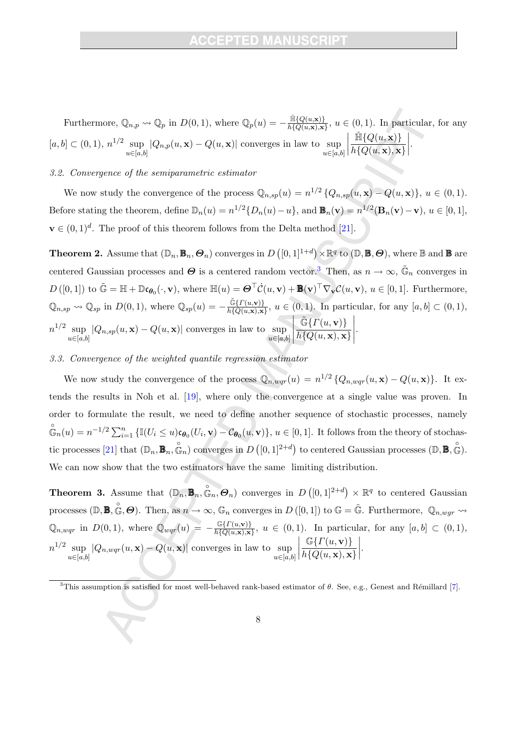Furthermore, $\mathbb{Q}_{n,p} \rightsquigarrow \mathbb{Q}_p$ in $D(0,1)$, where $\mathbb{Q}_p(u) = -\frac{\breve{\mathbb{H}}\{Q(u,\mathbf{x})\}}{h\{Q(u,\mathbf{x}),\mathbf{x}\}}$, $u \in (0,1)$. In particular, for any $[a,b] \subset (0,1)$, $n^{1/2} \sup_{u\in[a,b]} |Q_{n,p}(u,\mathbf{x}) - Q(u,\mathbf{x})|$ converges in law to $\sup_{u\in[a,b]} \left| \frac{\breve{\mathbb{H}}\{Q(u,\mathbf{x})\}}{h\{Q(u,\mathbf{x}),\mathbf{x}\}} \right|$.

### *3.2. Convergence of the semiparametric estimator*

We now study the convergence of the process $\mathbb{Q}_{n,sp}(u) = n^{1/2}\{Q_{n,sp}(u,\mathbf{x}) - Q(u,\mathbf{x})\}$, $u \in (0,1)$. Before stating the theorem, define $\mathbb{D}_n(u) = n^{1/2}\{D_n(u) - u\}$, and $\mathbb{B}_n(\mathbf{v}) = n^{1/2}(\mathbf{B}_n(\mathbf{v}) - \mathbf{v})$, $u \in [0,1]$, $\mathbf{v} \in (0,1)^d$. The proof of this theorem follows from the Delta method [21].

**Theorem 2.** Assume that $(\mathbb{D}_n, \mathbb{B}_n, \boldsymbol{\Theta}_n)$ converges in $D\left([0,1]^{1+d}\right) \times \mathbb{R}^q$ to $(\mathbb{D}, \mathbb{B}, \boldsymbol{\Theta})$, where $\mathbb{B}$ and $\mathbb{B}$ are centered Gaussian processes and $\boldsymbol{\Theta}$ is a centered random vector.[3] Then, as $n \to \infty$, $\tilde{\mathbb{G}}_n$ converges in $D([0,1])$ to $\tilde{\mathbb{G}} = \mathbb{H} + \mathbb{D}\mathfrak{c}_{\boldsymbol{\theta}_0}(\cdot,\mathbf{v})$, where $\mathbb{H}(u) = \boldsymbol{\Theta}^\top \dot{\mathcal{C}}(u,\mathbf{v}) + \mathbb{B}(\mathbf{v})^\top \nabla_{\mathbf{v}} \mathcal{C}(u,\mathbf{v})$, $u \in [0,1]$. Furthermore, $\mathbb{Q}_{n,sp} \rightsquigarrow \mathbb{Q}_{sp}$ in $D(0,1)$, where $\mathbb{Q}_{sp}(u) = -\frac{\tilde{\mathbb{G}}\{\Gamma(u,\mathbf{v})\}}{h\{Q(u,\mathbf{x}),\mathbf{x}\}}$, $u \in (0,1)$. In particular, for any $[a,b] \subset (0,1)$, $n^{1/2} \sup_{u\in[a,b]} |Q_{n,sp}(u,\mathbf{x}) - Q(u,\mathbf{x})|$ converges in law to $\sup_{u\in[a,b]} \left| \frac{\tilde{\mathbb{G}}\{\Gamma(u,\mathbf{v})\}}{h\{Q(u,\mathbf{x}),\mathbf{x}\}} \right|$.

### *3.3. Convergence of the weighted quantile regression estimator*

We now study the convergence of the process $\mathbb{Q}_{n,wqr}(u) = n^{1/2}\{Q_{n,wqr}(u,\mathbf{x}) - Q(u,\mathbf{x})\}$. It extends the results in Noh et al. [19], where only the convergence at a single value was proven. In order to formulate the result, we need to define another sequence of stochastic processes, namely $\mathring{\mathbb{G}}_n(u) = n^{-1/2}\sum_{i=1}^n \{\mathbb{I}(U_i \le u)\mathfrak{c}_{\boldsymbol{\theta}_0}(U_i,\mathbf{v}) - \mathcal{C}_{\boldsymbol{\theta}_0}(u,\mathbf{v})\}$, $u \in [0,1]$. It follows from the theory of stochastic processes [21] that $(\mathbb{D}_n, \mathbb{B}_n, \mathring{\mathbb{G}}_n)$ converges in $D\left([0,1]^{2+d}\right)$ to centered Gaussian processes $(\mathbb{D}, \mathbb{B}, \mathring{\mathbb{G}})$. We can now show that the two estimators have the same limiting distribution.

**Theorem 3.** Assume that $(\mathbb{D}_n, \mathbb{B}_n, \mathring{\mathbb{G}}_n, \boldsymbol{\Theta}_n)$ converges in $D\left([0,1]^{2+d}\right) \times \mathbb{R}^q$ to centered Gaussian processes $(\mathbb{D}, \mathbb{B}, \mathring{\mathbb{G}}, \boldsymbol{\Theta})$. Then, as $n \to \infty$, $\mathbb{G}_n$ converges in $D([0,1])$ to $\mathbb{G} = \tilde{\mathbb{G}}$. Furthermore, $\mathbb{Q}_{n,wgr} \rightsquigarrow \mathbb{Q}_{n,wqr}$ in $D(0,1)$, where $\mathbb{Q}_{wqr}(u) = -\frac{\mathbb{G}\{\Gamma(u,\mathbf{v})\}}{h\{Q(u,\mathbf{x}),\mathbf{x}\}}$, $u \in (0,1)$. In particular, for any $[a,b] \subset (0,1)$, $n^{1/2} \sup_{u\in[a,b]} |Q_{n,wqr}(u,\mathbf{x}) - Q(u,\mathbf{x})|$ converges in law to $\sup_{u\in[a,b]} \left| \frac{\mathbb{G}\{\Gamma(u,\mathbf{v})\}}{h\{Q(u,\mathbf{x}),\mathbf{x}\}} \right|$.

---

[3] This assumption is satisfied for most well-behaved rank-based estimator of $\theta$. See, e.g., Genest and Rémillard [7].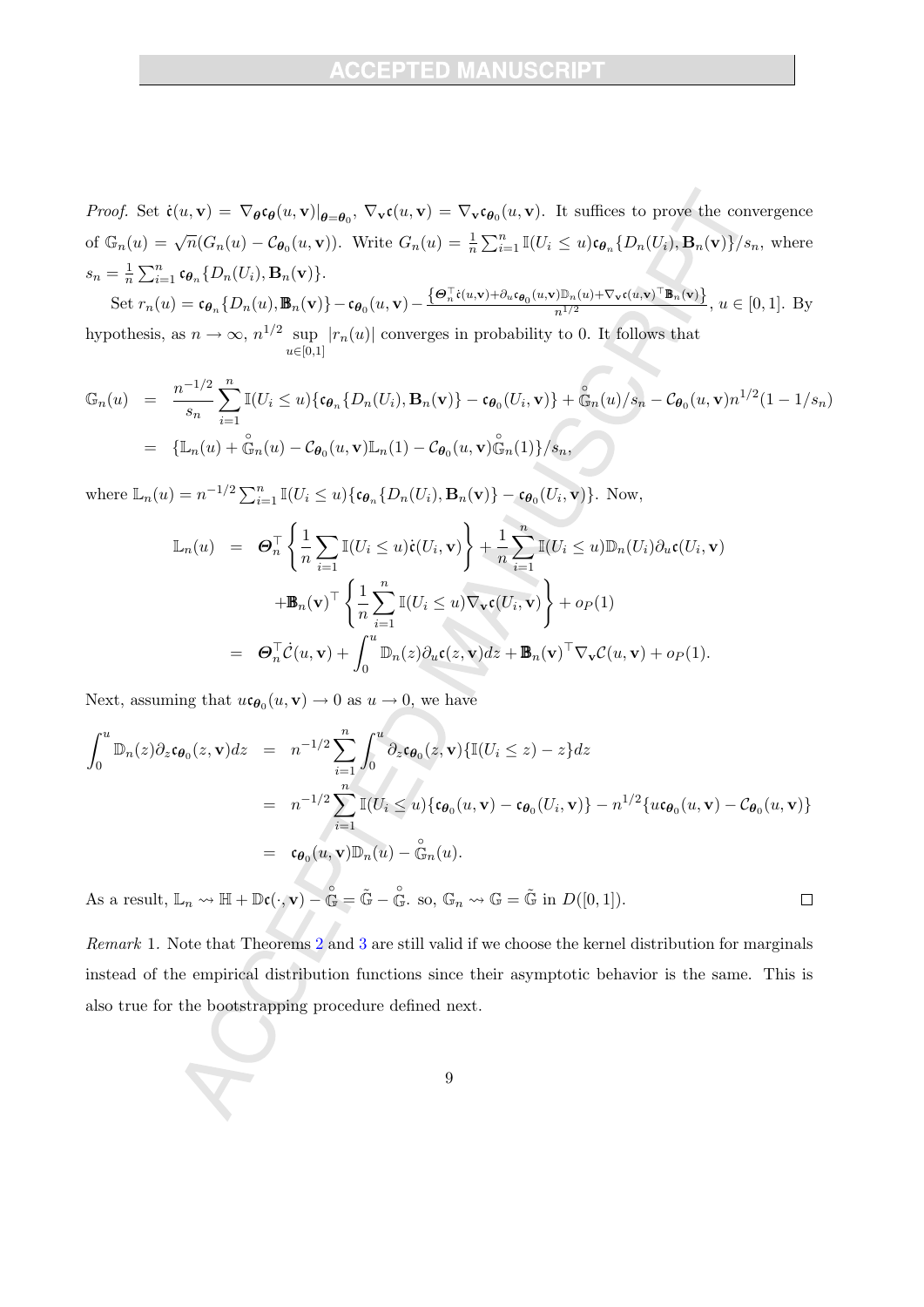*Proof.* Set $\dot{\mathfrak{c}}(u,\mathbf{v}) = \nabla_{\boldsymbol{\theta}}\mathfrak{c}_{\boldsymbol{\theta}}(u,\mathbf{v})|_{\boldsymbol{\theta}=\boldsymbol{\theta}_0}$, $\nabla_{\mathbf{v}}\mathfrak{c}(u,\mathbf{v}) = \nabla_{\mathbf{v}}\mathfrak{c}_{\boldsymbol{\theta}_0}(u,\mathbf{v})$. It suffices to prove the convergence of $\mathbb{G}_n(u) = \sqrt{n}(G_n(u) - \mathcal{C}_{\boldsymbol{\theta}_0}(u,\mathbf{v}))$. Write $G_n(u) = \frac{1}{n}\sum_{i=1}^n \mathbb{I}(U_i \le u)\mathfrak{c}_{\boldsymbol{\theta}_n}\{D_n(U_i), \mathbf{B}_n(\mathbf{v})\}/s_n$, where $s_n = \frac{1}{n}\sum_{i=1}^n \mathfrak{c}_{\boldsymbol{\theta}_n}\{D_n(U_i), \mathbf{B}_n(\mathbf{v})\}$.

Set $r_n(u) = \mathfrak{c}_{\boldsymbol{\theta}_n}\{D_n(u), \mathbb{B}_n(\mathbf{v})\} - \mathfrak{c}_{\boldsymbol{\theta}_0}(u,\mathbf{v}) - \frac{\{\boldsymbol{\Theta}_n^\top \dot{\mathfrak{c}}(u,\mathbf{v}) + \partial_u \mathfrak{c}_{\boldsymbol{\theta}_0}(u,\mathbf{v})\mathbb{D}_n(u) + \nabla_{\mathbf{v}}\mathfrak{c}(u,\mathbf{v})^\top \mathbb{B}_n(\mathbf{v})\}}{n^{1/2}}$, $u \in [0,1]$. By hypothesis, as $n \to \infty$, $n^{1/2} \sup_{u\in[0,1]} |r_n(u)|$ converges in probability to 0. It follows that

$$
\begin{aligned}
\mathbb{G}_n(u) &= \frac{n^{-1/2}}{s_n}\sum_{i=1}^n \mathbb{I}(U_i \le u)\{\mathfrak{c}_{\boldsymbol{\theta}_n}\{D_n(U_i), \mathbf{B}_n(\mathbf{v})\} - \mathfrak{c}_{\boldsymbol{\theta}_0}(U_i,\mathbf{v})\} + \mathring{\mathbb{G}}_n(u)/s_n - \mathcal{C}_{\boldsymbol{\theta}_0}(u,\mathbf{v})n^{1/2}(1 - 1/s_n) \\
&= \{\mathbb{L}_n(u) + \mathring{\mathbb{G}}_n(u) - \mathcal{C}_{\boldsymbol{\theta}_0}(u,\mathbf{v})\mathbb{L}_n(1) - \mathcal{C}_{\boldsymbol{\theta}_0}(u,\mathbf{v})\mathring{\mathbb{G}}_n(1)\}/s_n,
\end{aligned}
$$

where $\mathbb{L}_n(u) = n^{-1/2}\sum_{i=1}^n \mathbb{I}(U_i \le u)\{\mathfrak{c}_{\boldsymbol{\theta}_n}\{D_n(U_i), \mathbf{B}_n(\mathbf{v})\} - \mathfrak{c}_{\boldsymbol{\theta}_0}(U_i,\mathbf{v})\}$. Now,

$$
\begin{aligned}
\mathbb{L}_n(u) &= \boldsymbol{\Theta}_n^\top \left\{\frac{1}{n}\sum_{i=1}^n \mathbb{I}(U_i \le u)\dot{\mathfrak{c}}(U_i,\mathbf{v})\right\} + \frac{1}{n}\sum_{i=1}^n \mathbb{I}(U_i \le u)\mathbb{D}_n(U_i)\partial_u \mathfrak{c}(U_i,\mathbf{v}) \\
&\quad + \mathbb{B}_n(\mathbf{v})^\top \left\{\frac{1}{n}\sum_{i=1}^n \mathbb{I}(U_i \le u)\nabla_{\mathbf{v}}\mathfrak{c}(U_i,\mathbf{v})\right\} + o_P(1) \\
&= \boldsymbol{\Theta}_n^\top \dot{\mathcal{C}}(u,\mathbf{v}) + \int_0^u \mathbb{D}_n(z)\partial_u \mathfrak{c}(z,\mathbf{v})dz + \mathbb{B}_n(\mathbf{v})^\top \nabla_{\mathbf{v}}\mathcal{C}(u,\mathbf{v}) + o_P(1).
\end{aligned}
$$

Next, assuming that $u\mathfrak{c}_{\boldsymbol{\theta}_0}(u,\mathbf{v}) \to 0$ as $u \to 0$, we have

$$
\begin{aligned}
\int_0^u \mathbb{D}_n(z)\partial_z \mathfrak{c}_{\boldsymbol{\theta}_0}(z,\mathbf{v})dz &= n^{-1/2}\sum_{i=1}^n \int_0^u \partial_z \mathfrak{c}_{\boldsymbol{\theta}_0}(z,\mathbf{v})\{\mathbb{I}(U_i \le z) - z\}dz \\
&= n^{-1/2}\sum_{i=1}^n \mathbb{I}(U_i \le u)\{\mathfrak{c}_{\boldsymbol{\theta}_0}(u,\mathbf{v}) - \mathfrak{c}_{\boldsymbol{\theta}_0}(U_i,\mathbf{v})\} - n^{1/2}\{u\mathfrak{c}_{\boldsymbol{\theta}_0}(u,\mathbf{v}) - \mathcal{C}_{\boldsymbol{\theta}_0}(u,\mathbf{v})\} \\
&= \mathfrak{c}_{\boldsymbol{\theta}_0}(u,\mathbf{v})\mathbb{D}_n(u) - \mathring{\mathbb{G}}_n(u).
\end{aligned}
$$

As a result, $\mathbb{L}_n \rightsquigarrow \mathbb{H} + \mathbb{D}\mathfrak{c}(\cdot,\mathbf{v}) - \mathring{\mathbb{G}} = \tilde{\mathbb{G}} - \mathring{\mathbb{G}}$. so, $\mathbb{G}_n \rightsquigarrow \mathbb{G} = \tilde{\mathbb{G}}$ in $D([0,1])$. ☐

*Remark* 1. Note that Theorems 2 and 3 are still valid if we choose the kernel distribution for marginals instead of the empirical distribution functions since their asymptotic behavior is the same. This is also true for the bootstrapping procedure defined next.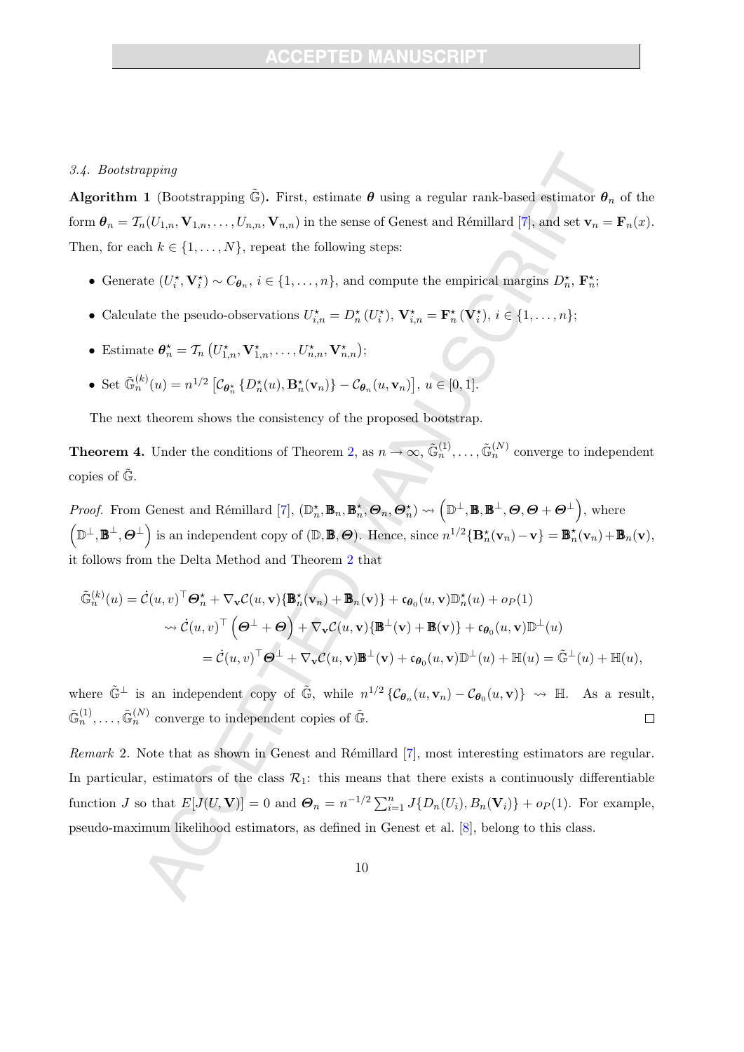### 3.4. Bootstrapping

**Algorithm 1** (Bootstrapping $\tilde{\mathbb{G}}$)**.** First, estimate $\boldsymbol{\theta}$ using a regular rank-based estimator $\boldsymbol{\theta}_n$ of the form $\boldsymbol{\theta}_n = \mathcal{T}_n(U_{1,n}, \mathbf{V}_{1,n}, \ldots, U_{n,n}, \mathbf{V}_{n,n})$ in the sense of Genest and Rémillard [7], and set $\mathbf{v}_n = \mathbf{F}_n(x)$. Then, for each $k \in \{1, \ldots, N\}$, repeat the following steps:

- Generate $(U_i^\star, \mathbf{V}_i^\star) \sim C_{\boldsymbol{\theta}_n}$, $i \in \{1, \ldots, n\}$, and compute the empirical margins $D_n^\star$, $\mathbf{F}_n^\star$;
- Calculate the pseudo-observations $U_{i,n}^\star = D_n^\star(U_i^\star)$, $\mathbf{V}_{i,n}^\star = \mathbf{F}_n^\star(\mathbf{V}_i^\star)$, $i \in \{1, \ldots, n\}$;
- Estimate $\boldsymbol{\theta}_n^\star = \mathcal{T}_n\left(U_{1,n}^\star, \mathbf{V}_{1,n}^\star, \ldots, U_{n,n}^\star, \mathbf{V}_{n,n}^\star\right)$;
- Set $\tilde{\mathbb{G}}_n^{(k)}(u) = n^{1/2}\left[\mathcal{C}_{\boldsymbol{\theta}_n^\star}\left\{D_n^\star(u), \mathbf{B}_n^\star(\mathbf{v}_n)\right\} - \mathcal{C}_{\boldsymbol{\theta}_n}(u, \mathbf{v}_n)\right]$, $u \in [0, 1]$.

The next theorem shows the consistency of the proposed bootstrap.

**Theorem 4.** Under the conditions of Theorem 2, as $n \to \infty$, $\tilde{\mathbb{G}}_n^{(1)}, \ldots, \tilde{\mathbb{G}}_n^{(N)}$ converge to independent copies of $\tilde{\mathbb{G}}$.

*Proof.* From Genest and Rémillard [7], $(\mathbb{D}_n^\star, \mathbb{B}_n, \mathbb{B}_n^\star, \boldsymbol{\Theta}_n, \boldsymbol{\Theta}_n^\star) \rightsquigarrow \left(\mathbb{D}^\perp, \mathbb{B}, \mathbb{B}^\perp, \boldsymbol{\Theta}, \boldsymbol{\Theta} + \boldsymbol{\Theta}^\perp\right)$, where $\left(\mathbb{D}^\perp, \mathbb{B}^\perp, \boldsymbol{\Theta}^\perp\right)$ is an independent copy of $(\mathbb{D}, \mathbb{B}, \boldsymbol{\Theta})$. Hence, since $n^{1/2}\{\mathbf{B}_n^\star(\mathbf{v}_n) - \mathbf{v}\} = \mathbb{B}_n^\star(\mathbf{v}_n) + \mathbb{B}_n(\mathbf{v})$, it follows from the Delta Method and Theorem 2 that

$$
\begin{aligned}
\tilde{\mathbb{G}}_n^{(k)}(u) &= \dot{\mathcal{C}}(u, v)^\top \boldsymbol{\Theta}_n^\star + \nabla_{\mathbf{v}} \mathcal{C}(u, \mathbf{v})\{\mathbb{B}_n^\star(\mathbf{v}_n) + \mathbb{B}_n(\mathbf{v})\} + \mathfrak{c}_{\boldsymbol{\theta}_0}(u, \mathbf{v})\mathbb{D}_n^\star(u) + o_P(1) \\
&\rightsquigarrow \dot{\mathcal{C}}(u, v)^\top \left(\boldsymbol{\Theta}^\perp + \boldsymbol{\Theta}\right) + \nabla_{\mathbf{v}} \mathcal{C}(u, \mathbf{v})\{\mathbb{B}^\perp(\mathbf{v}) + \mathbb{B}(\mathbf{v})\} + \mathfrak{c}_{\boldsymbol{\theta}_0}(u, \mathbf{v})\mathbb{D}^\perp(u) \\
&= \dot{\mathcal{C}}(u, v)^\top \boldsymbol{\Theta}^\perp + \nabla_{\mathbf{v}} \mathcal{C}(u, \mathbf{v})\mathbb{B}^\perp(\mathbf{v}) + \mathfrak{c}_{\boldsymbol{\theta}_0}(u, \mathbf{v})\mathbb{D}^\perp(u) + \mathbb{H}(u) = \tilde{\mathbb{G}}^\perp(u) + \mathbb{H}(u),
\end{aligned}
$$

where $\tilde{\mathbb{G}}^\perp$ is an independent copy of $\tilde{\mathbb{G}}$, while $n^{1/2}\left\{\mathcal{C}_{\boldsymbol{\theta}_n}(u, \mathbf{v}_n) - \mathcal{C}_{\boldsymbol{\theta}_0}(u, \mathbf{v})\right\} \rightsquigarrow \mathbb{H}$. As a result, $\tilde{\mathbb{G}}_n^{(1)}, \ldots, \tilde{\mathbb{G}}_n^{(N)}$ converge to independent copies of $\tilde{\mathbb{G}}$. $\square$

*Remark* 2. Note that as shown in Genest and Rémillard [7], most interesting estimators are regular. In particular, estimators of the class $\mathcal{R}_1$: this means that there exists a continuously differentiable function $J$ so that $E[J(U, \mathbf{V})] = 0$ and $\boldsymbol{\Theta}_n = n^{-1/2}\sum_{i=1}^n J\{D_n(U_i), B_n(\mathbf{V}_i)\} + o_P(1)$. For example, pseudo-maximum likelihood estimators, as defined in Genest et al. [8], belong to this class.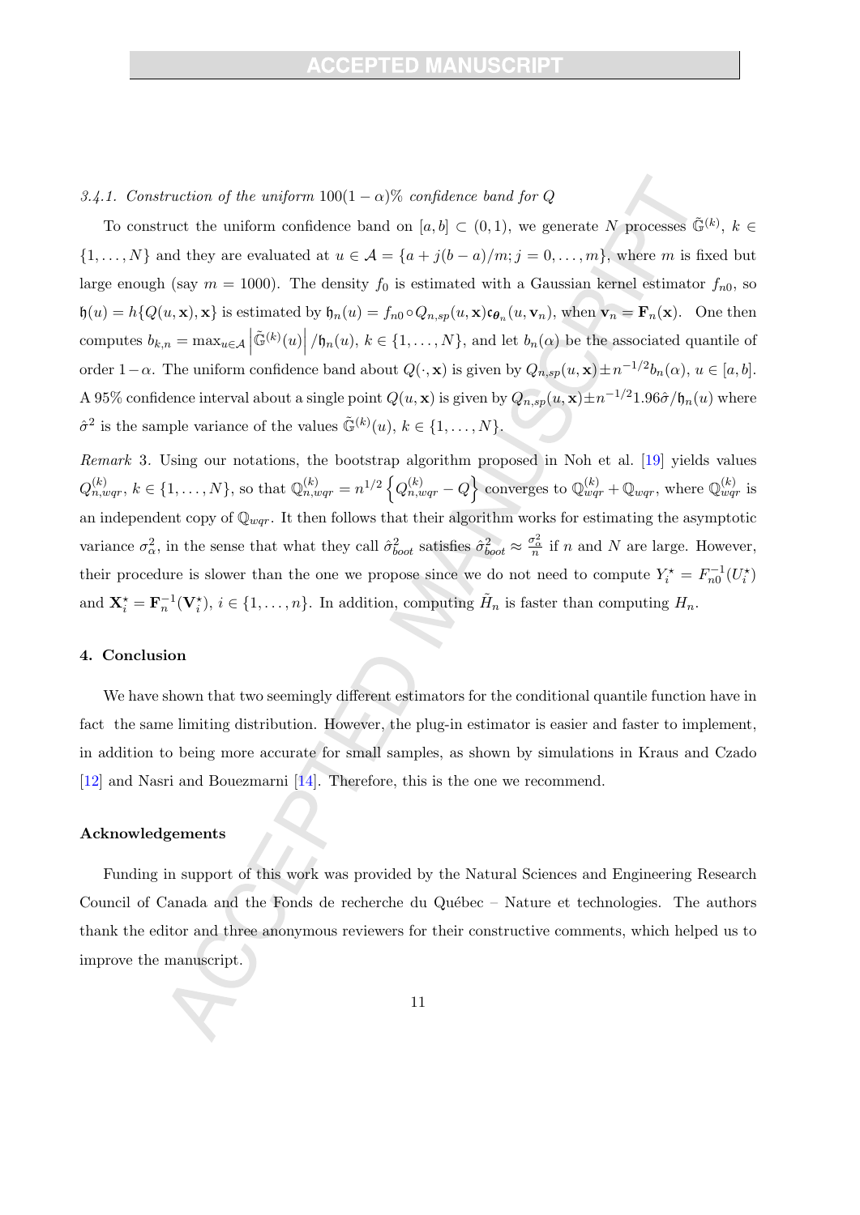#### 3.4.1. Construction of the uniform $100(1-\alpha)\%$ confidence band for $Q$

To construct the uniform confidence band on $[a,b] \subset (0,1)$, we generate $N$ processes $\tilde{\mathbb{G}}^{(k)}$, $k \in \{1,\ldots,N\}$ and they are evaluated at $u \in \mathcal{A} = \{a + j(b-a)/m; j = 0,\ldots,m\}$, where $m$ is fixed but large enough (say $m = 1000$). The density $f_0$ is estimated with a Gaussian kernel estimator $f_{n0}$, so $\mathfrak{h}(u) = h\{Q(u,\mathbf{x}),\mathbf{x}\}$ is estimated by $\mathfrak{h}_n(u) = f_{n0} \circ Q_{n,sp}(u,\mathbf{x}) \mathfrak{c}_{\boldsymbol{\theta}_n}(u,\mathbf{v}_n)$, when $\mathbf{v}_n = \mathbf{F}_n(\mathbf{x})$. One then computes $b_{k,n} = \max_{u \in \mathcal{A}} \left|\tilde{\mathbb{G}}^{(k)}(u)\right| / \mathfrak{h}_n(u)$, $k \in \{1,\ldots,N\}$, and let $b_n(\alpha)$ be the associated quantile of order $1-\alpha$. The uniform confidence band about $Q(\cdot,\mathbf{x})$ is given by $Q_{n,sp}(u,\mathbf{x}) \pm n^{-1/2} b_n(\alpha)$, $u \in [a,b]$. A 95% confidence interval about a single point $Q(u,\mathbf{x})$ is given by $Q_{n,sp}(u,\mathbf{x}) \pm n^{-1/2} 1.96 \hat{\sigma}/\mathfrak{h}_n(u)$ where $\hat{\sigma}^2$ is the sample variance of the values $\tilde{\mathbb{G}}^{(k)}(u)$, $k \in \{1,\ldots,N\}$.

*Remark* 3. Using our notations, the bootstrap algorithm proposed in Noh et al. [19] yields values $Q^{(k)}_{n,wqr}$, $k \in \{1,\ldots,N\}$, so that $\mathbb{Q}^{(k)}_{n,wqr} = n^{1/2}\left\{Q^{(k)}_{n,wqr} - Q\right\}$ converges to $\mathbb{Q}^{(k)}_{wqr} + \mathbb{Q}_{wqr}$, where $\mathbb{Q}^{(k)}_{wqr}$ is an independent copy of $\mathbb{Q}_{wqr}$. It then follows that their algorithm works for estimating the asymptotic variance $\sigma^2_\alpha$, in the sense that what they call $\hat{\sigma}^2_{boot}$ satisfies $\hat{\sigma}^2_{boot} \approx \frac{\sigma^2_\alpha}{n}$ if $n$ and $N$ are large. However, their procedure is slower than the one we propose since we do not need to compute $Y^\star_i = F^{-1}_{n0}(U^\star_i)$ and $\mathbf{X}^\star_i = \mathbf{F}^{-1}_n(\mathbf{V}^\star_i)$, $i \in \{1,\ldots,n\}$. In addition, computing $\tilde{H}_n$ is faster than computing $H_n$.

## 4. Conclusion

We have shown that two seemingly different estimators for the conditional quantile function have in fact the same limiting distribution. However, the plug-in estimator is easier and faster to implement, in addition to being more accurate for small samples, as shown by simulations in Kraus and Czado [12] and Nasri and Bouezmarni [14]. Therefore, this is the one we recommend.

## Acknowledgements

Funding in support of this work was provided by the Natural Sciences and Engineering Research Council of Canada and the Fonds de recherche du Québec – Nature et technologies. The authors thank the editor and three anonymous reviewers for their constructive comments, which helped us to improve the manuscript.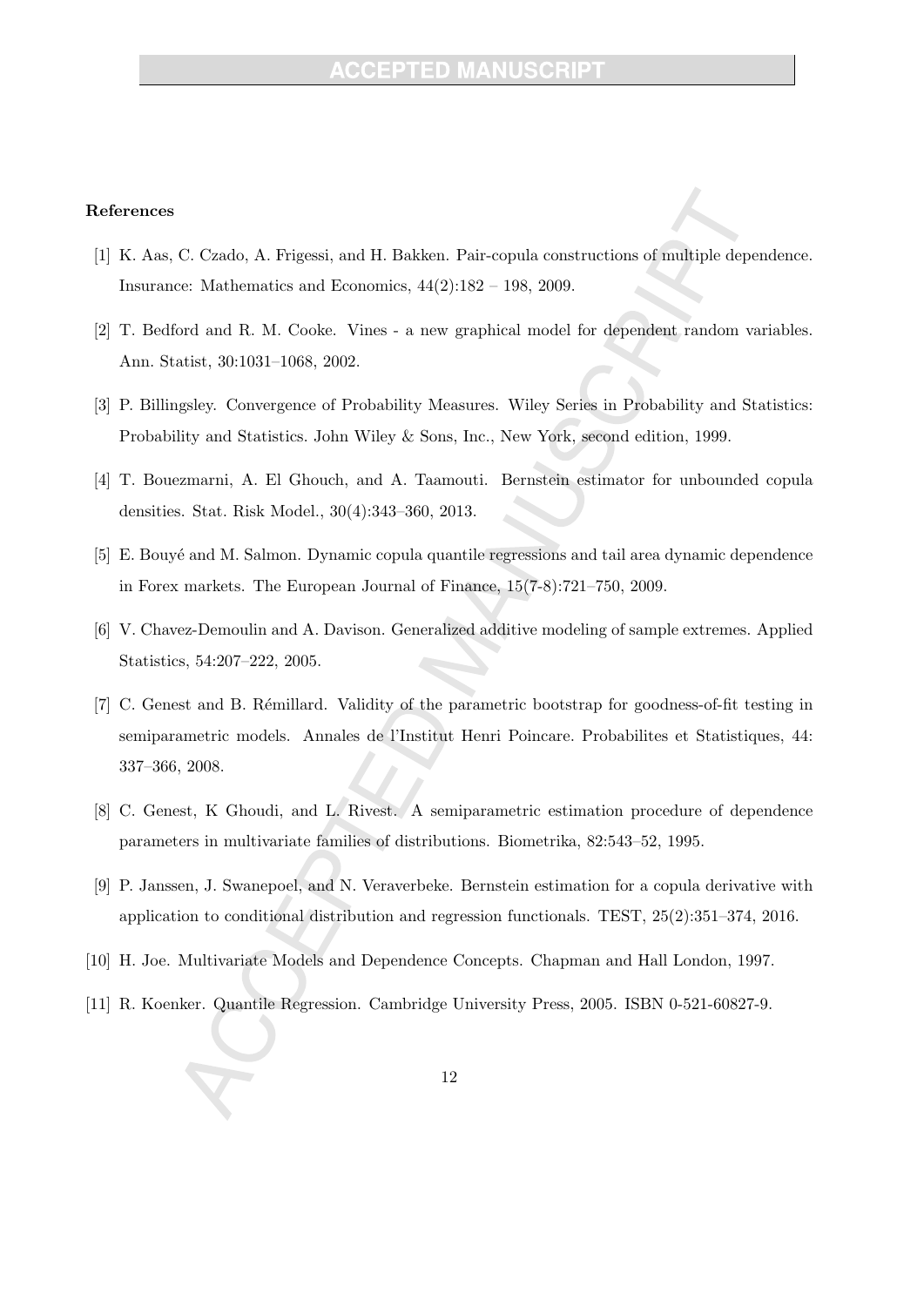**References**

[1] K. Aas, C. Czado, A. Frigessi, and H. Bakken. Pair-copula constructions of multiple dependence. Insurance: Mathematics and Economics, 44(2):182 – 198, 2009.

[2] T. Bedford and R. M. Cooke. Vines - a new graphical model for dependent random variables. Ann. Statist, 30:1031–1068, 2002.

[3] P. Billingsley. Convergence of Probability Measures. Wiley Series in Probability and Statistics: Probability and Statistics. John Wiley & Sons, Inc., New York, second edition, 1999.

[4] T. Bouezmarni, A. El Ghouch, and A. Taamouti. Bernstein estimator for unbounded copula densities. Stat. Risk Model., 30(4):343–360, 2013.

[5] E. Bouyé and M. Salmon. Dynamic copula quantile regressions and tail area dynamic dependence in Forex markets. The European Journal of Finance, 15(7-8):721–750, 2009.

[6] V. Chavez-Demoulin and A. Davison. Generalized additive modeling of sample extremes. Applied Statistics, 54:207–222, 2005.

[7] C. Genest and B. Rémillard. Validity of the parametric bootstrap for goodness-of-fit testing in semiparametric models. Annales de l'Institut Henri Poincare. Probabilites et Statistiques, 44: 337–366, 2008.

[8] C. Genest, K Ghoudi, and L. Rivest. A semiparametric estimation procedure of dependence parameters in multivariate families of distributions. Biometrika, 82:543–52, 1995.

[9] P. Janssen, J. Swanepoel, and N. Veraverbeke. Bernstein estimation for a copula derivative with application to conditional distribution and regression functionals. TEST, 25(2):351–374, 2016.

[10] H. Joe. Multivariate Models and Dependence Concepts. Chapman and Hall London, 1997.

[11] R. Koenker. Quantile Regression. Cambridge University Press, 2005. ISBN 0-521-60827-9.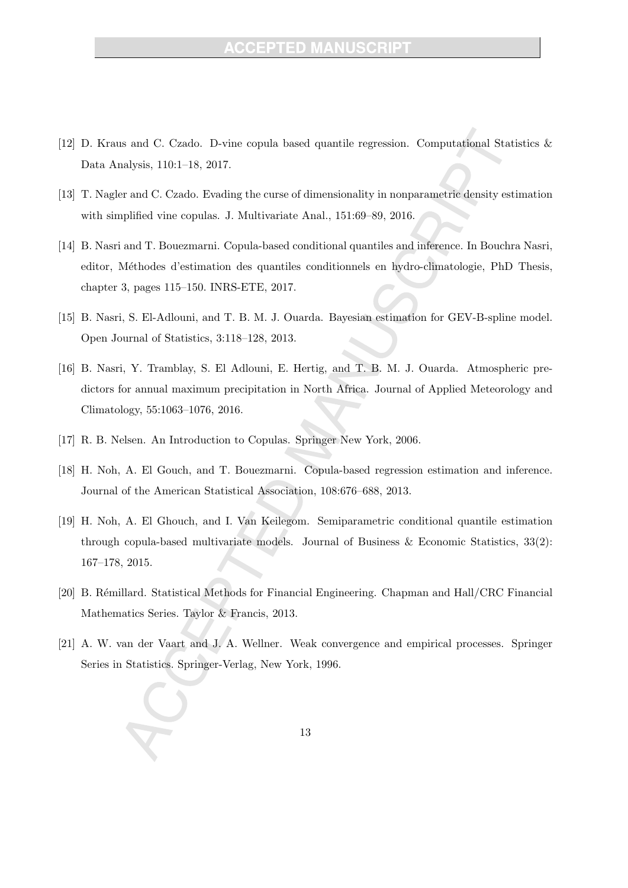[12] D. Kraus and C. Czado. D-vine copula based quantile regression. Computational Statistics & Data Analysis, 110:1–18, 2017.

[13] T. Nagler and C. Czado. Evading the curse of dimensionality in nonparametric density estimation with simplified vine copulas. J. Multivariate Anal., 151:69–89, 2016.

[14] B. Nasri and T. Bouezmarni. Copula-based conditional quantiles and inference. In Bouchra Nasri, editor, Méthodes d'estimation des quantiles conditionnels en hydro-climatologie, PhD Thesis, chapter 3, pages 115–150. INRS-ETE, 2017.

[15] B. Nasri, S. El-Adlouni, and T. B. M. J. Ouarda. Bayesian estimation for GEV-B-spline model. Open Journal of Statistics, 3:118–128, 2013.

[16] B. Nasri, Y. Tramblay, S. El Adlouni, E. Hertig, and T. B. M. J. Ouarda. Atmospheric predictors for annual maximum precipitation in North Africa. Journal of Applied Meteorology and Climatology, 55:1063–1076, 2016.

[17] R. B. Nelsen. An Introduction to Copulas. Springer New York, 2006.

[18] H. Noh, A. El Gouch, and T. Bouezmarni. Copula-based regression estimation and inference. Journal of the American Statistical Association, 108:676–688, 2013.

[19] H. Noh, A. El Ghouch, and I. Van Keilegom. Semiparametric conditional quantile estimation through copula-based multivariate models. Journal of Business & Economic Statistics, 33(2): 167–178, 2015.

[20] B. Rémillard. Statistical Methods for Financial Engineering. Chapman and Hall/CRC Financial Mathematics Series. Taylor & Francis, 2013.

[21] A. W. van der Vaart and J. A. Wellner. Weak convergence and empirical processes. Springer Series in Statistics. Springer-Verlag, New York, 1996.